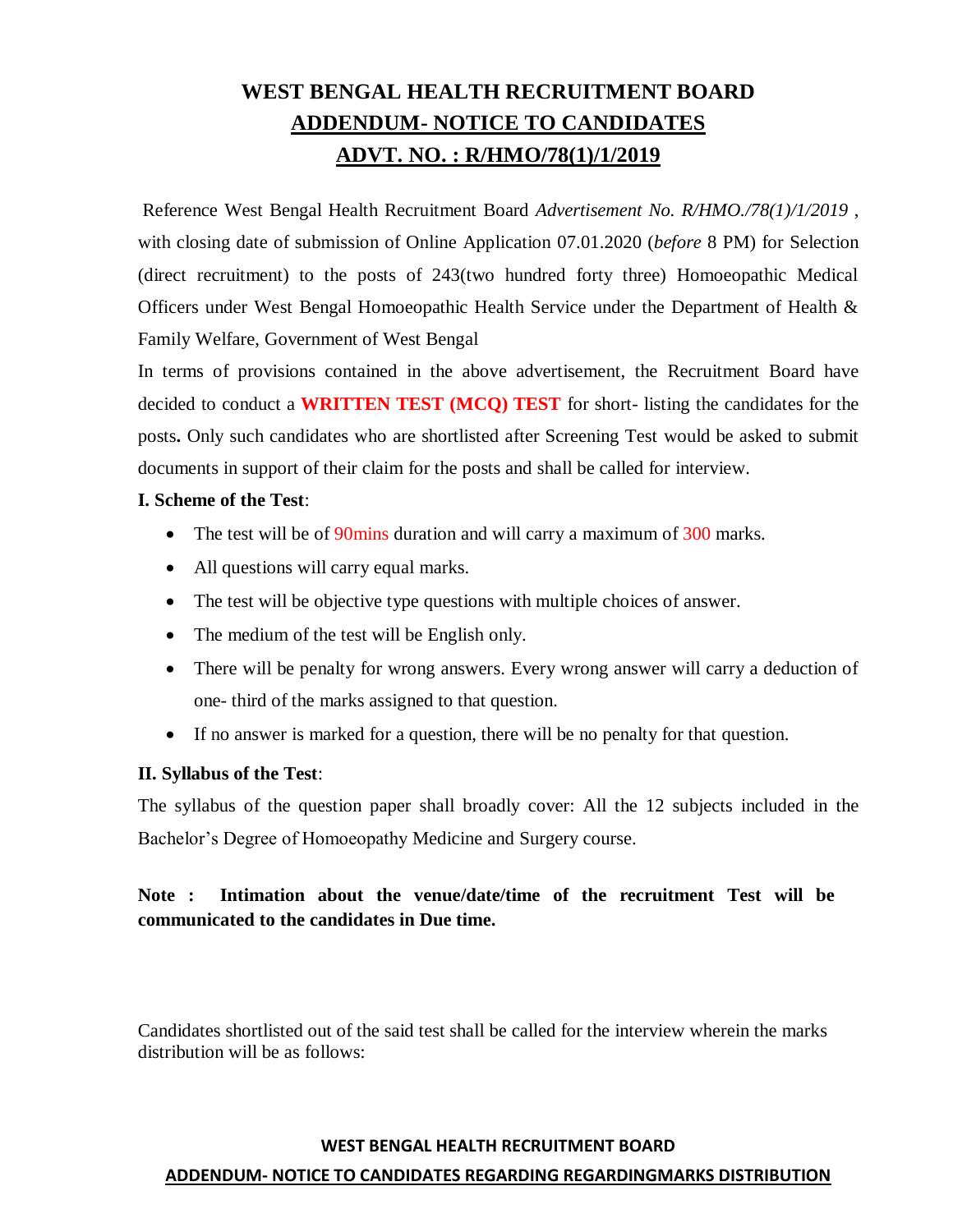# WEST BENGAL HEALTH RECRUITMENT BOARD

## ADDENDUM- NOTICE TO CANDIDATES

## ADVT. NO. : R/HMO/78(1)/1/2019

Reference West Bengal Health Recruitment Board *Advertisement No. R/HMO./78(1)/1/2019* , with closing date of submission of Online Application 07.01.2020 (*before* 8 PM) for Selection (direct recruitment) to the posts of 243(two hundred forty three) Homoeopathic Medical Officers under West Bengal Homoeopathic Health Service under the Department of Health & Family Welfare, Government of West Bengal

In terms of provisions contained in the above advertisement, the Recruitment Board have decided to conduct a **WRITTEN TEST (MCQ) TEST** for short- listing the candidates for the posts**.** Only such candidates who are shortlisted after Screening Test would be asked to submit documents in support of their claim for the posts and shall be called for interview.

**I. Scheme of the Test**:

- The test will be of 90mins duration and will carry a maximum of 300 marks.
- All questions will carry equal marks.
- The test will be objective type questions with multiple choices of answer.
- The medium of the test will be English only.
- There will be penalty for wrong answers. Every wrong answer will carry a deduction of one- third of the marks assigned to that question.
- If no answer is marked for a question, there will be no penalty for that question.

**II. Syllabus of the Test**:

The syllabus of the question paper shall broadly cover: All the 12 subjects included in the Bachelor's Degree of Homoeopathy Medicine and Surgery course.

**Note : Intimation about the venue/date/time of the recruitment Test will be communicated to the candidates in Due time.**

Candidates shortlisted out of the said test shall be called for the interview wherein the marks distribution will be as follows:

**WEST BENGAL HEALTH RECRUITMENT BOARD**

**ADDENDUM- NOTICE TO CANDIDATES REGARDING REGARDINGMARKS DISTRIBUTION**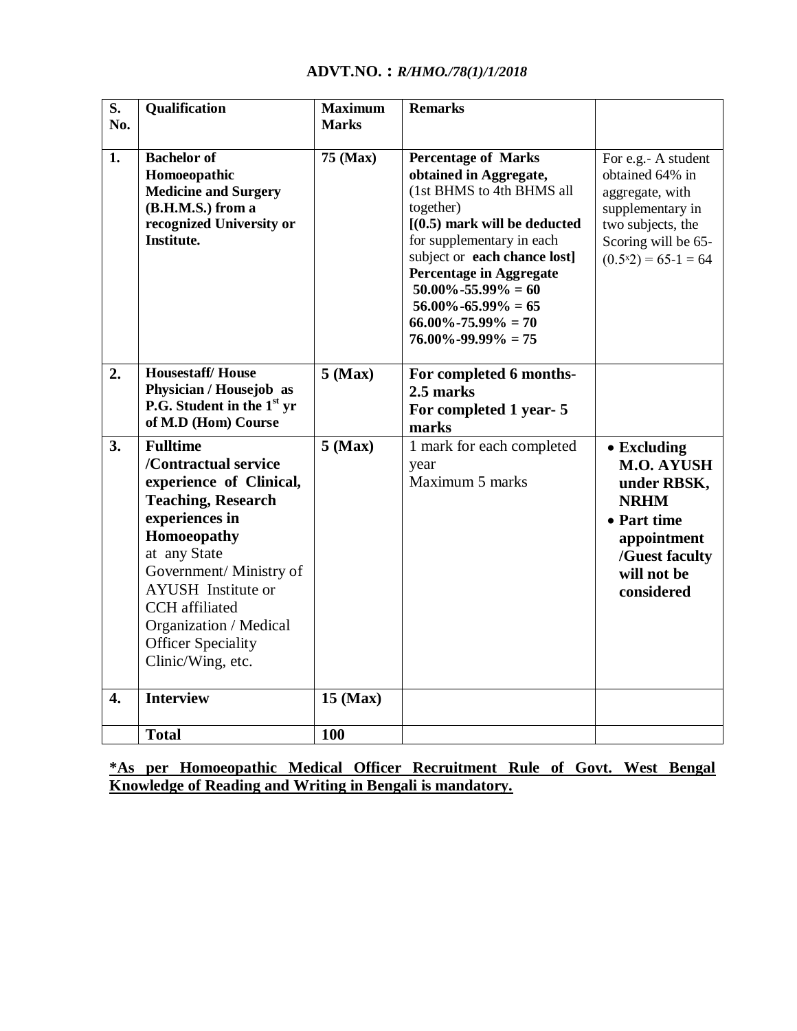**ADVT.NO. :** ***R/HMO./78(1)/1/2018***

| S. No. | Qualification | Maximum Marks | Remarks | |
|---|---|---|---|---|
| 1. | **Bachelor of Homoeopathic Medicine and Surgery (B.H.M.S.) from a recognized University or Institute.** | **75 (Max)** | **Percentage of Marks obtained in Aggregate,** (1st BHMS to 4th BHMS all together) **[(0.5) mark will be deducted** for supplementary in each subject or **each chance lost]** **Percentage in Aggregate** **50.00%-55.99% = 60** **56.00%-65.99% = 65** **66.00%-75.99% = 70** **76.00%-99.99% = 75** | For e.g.- A student obtained 64% in aggregate, with supplementary in two subjects, the Scoring will be 65-(0.5x2) = 65-1 = 64 |
| 2. | **Housestaff/ House Physician / Housejob as P.G. Student in the 1st yr of M.D (Hom) Course** | **5 (Max)** | **For completed 6 months- 2.5 marks** **For completed 1 year- 5 marks** | |
| 3. | **Fulltime /Contractual service experience of Clinical, Teaching, Research experiences in Homoeopathy** at any State Government/ Ministry of AYUSH Institute or CCH affiliated Organization / Medical Officer Speciality Clinic/Wing, etc. | **5 (Max)** | 1 mark for each completed year Maximum 5 marks | • **Excluding M.O. AYUSH under RBSK, NRHM** • **Part time appointment /Guest faculty will not be considered** |
| 4. | **Interview** | **15 (Max)** | | |
| | **Total** | **100** | | |

**\*As per Homoeopathic Medical Officer Recruitment Rule of Govt. West Bengal Knowledge of Reading and Writing in Bengali is mandatory.**